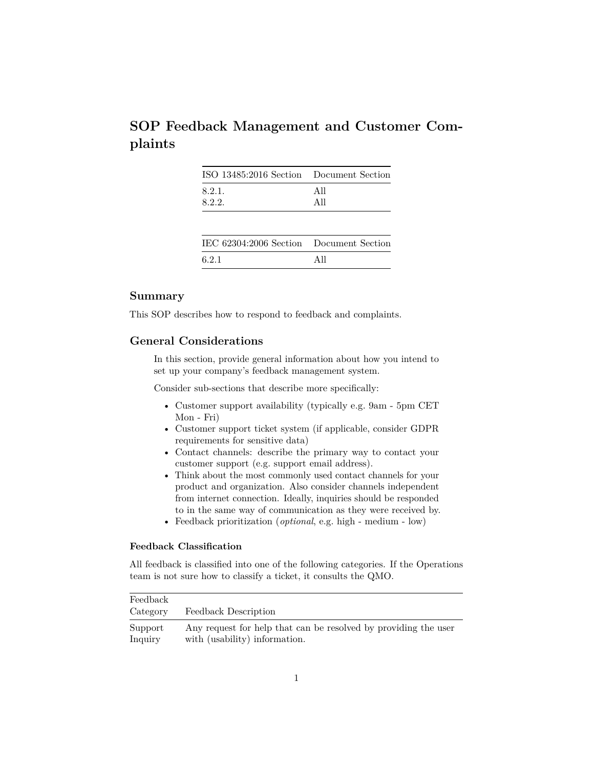# SOP Feedback Management and Customer Complaints

| ISO 13485:2016 Section | Document Section |
| --- | --- |
| 8.2.1. | All |
| 8.2.2. | All |

| IEC 62304:2006 Section | Document Section |
| --- | --- |
| 6.2.1 | All |

## Summary

This SOP describes how to respond to feedback and complaints.

## General Considerations

> In this section, provide general information about how you intend to set up your company's feedback management system.
>
> Consider sub-sections that describe more specifically:
>
> - Customer support availability (typically e.g. 9am - 5pm CET Mon - Fri)
> - Customer support ticket system (if applicable, consider GDPR requirements for sensitive data)
> - Contact channels: describe the primary way to contact your customer support (e.g. support email address).
> - Think about the most commonly used contact channels for your product and organization. Also consider channels independent from internet connection. Ideally, inquiries should be responded to in the same way of communication as they were received by.
> - Feedback prioritization (*optional*, e.g. high - medium - low)

### Feedback Classification

All feedback is classified into one of the following categories. If the Operations team is not sure how to classify a ticket, it consults the QMO.

| Feedback Category | Feedback Description |
| --- | --- |
| Support Inquiry | Any request for help that can be resolved by providing the user with (usability) information. |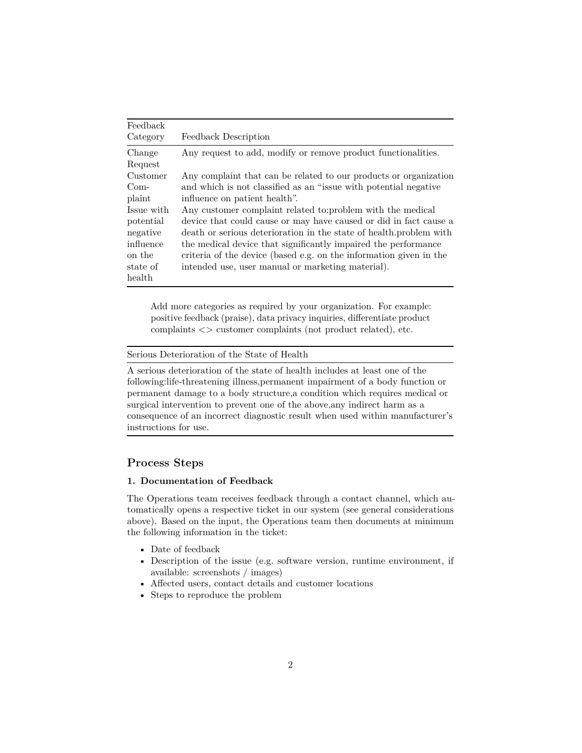| Feedback Category | Feedback Description |
| --- | --- |
| Change Request | Any request to add, modify or remove product functionalities. |
| Customer Complaint | Any complaint that can be related to our products or organization and which is not classified as an "issue with potential negative influence on patient health". |
| Issue with potential negative influence on the state of health | Any customer complaint related to:problem with the medical device that could cause or may have caused or did in fact cause a death or serious deterioration in the state of health.problem with the medical device that significantly impaired the performance criteria of the device (based e.g. on the information given in the intended use, user manual or marketing material). |

> Add more categories as required by your organization. For example: positive feedback (praise), data privacy inquiries, differentiate product complaints <> customer complaints (not product related), etc.

| Serious Deterioration of the State of Health |
| --- |
| A serious deterioration of the state of health includes at least one of the following:life-threatening illness,permanent impairment of a body function or permanent damage to a body structure,a condition which requires medical or surgical intervention to prevent one of the above,any indirect harm as a consequence of an incorrect diagnostic result when used within manufacturer's instructions for use. |

## Process Steps

### 1. Documentation of Feedback

The Operations team receives feedback through a contact channel, which automatically opens a respective ticket in our system (see general considerations above). Based on the input, the Operations team then documents at minimum the following information in the ticket:

- Date of feedback
- Description of the issue (e.g. software version, runtime environment, if available: screenshots / images)
- Affected users, contact details and customer locations
- Steps to reproduce the problem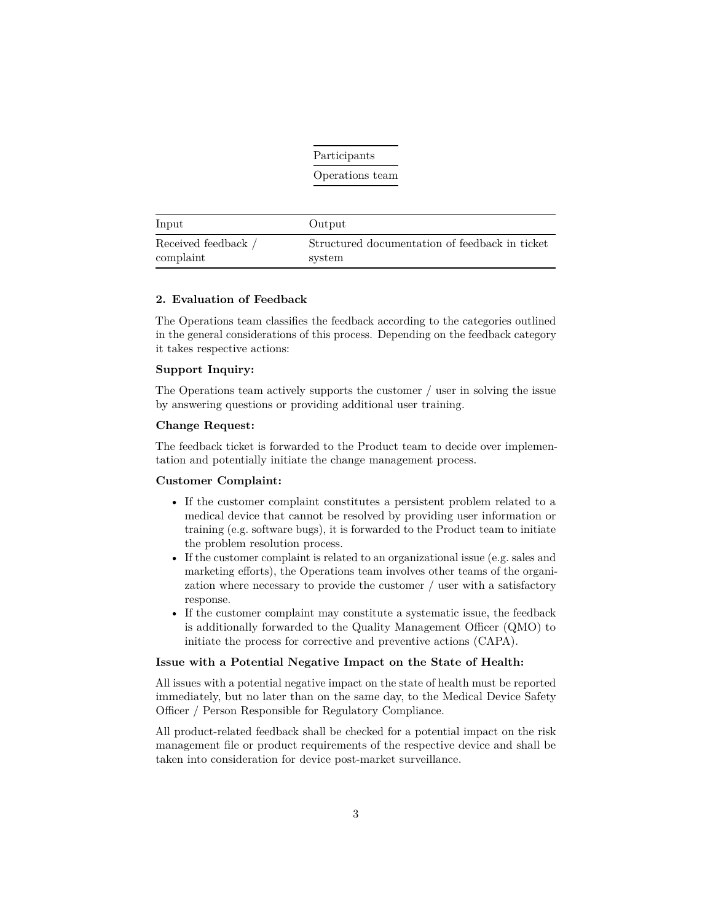| Participants |
| --- |
| Operations team |

| Input | Output |
| --- | --- |
| Received feedback / complaint | Structured documentation of feedback in ticket system |

**2. Evaluation of Feedback**

The Operations team classifies the feedback according to the categories outlined in the general considerations of this process. Depending on the feedback category it takes respective actions:

**Support Inquiry:**

The Operations team actively supports the customer / user in solving the issue by answering questions or providing additional user training.

**Change Request:**

The feedback ticket is forwarded to the Product team to decide over implementation and potentially initiate the change management process.

**Customer Complaint:**

- If the customer complaint constitutes a persistent problem related to a medical device that cannot be resolved by providing user information or training (e.g. software bugs), it is forwarded to the Product team to initiate the problem resolution process.
- If the customer complaint is related to an organizational issue (e.g. sales and marketing efforts), the Operations team involves other teams of the organization where necessary to provide the customer / user with a satisfactory response.
- If the customer complaint may constitute a systematic issue, the feedback is additionally forwarded to the Quality Management Officer (QMO) to initiate the process for corrective and preventive actions (CAPA).

**Issue with a Potential Negative Impact on the State of Health:**

All issues with a potential negative impact on the state of health must be reported immediately, but no later than on the same day, to the Medical Device Safety Officer / Person Responsible for Regulatory Compliance.

All product-related feedback shall be checked for a potential impact on the risk management file or product requirements of the respective device and shall be taken into consideration for device post-market surveillance.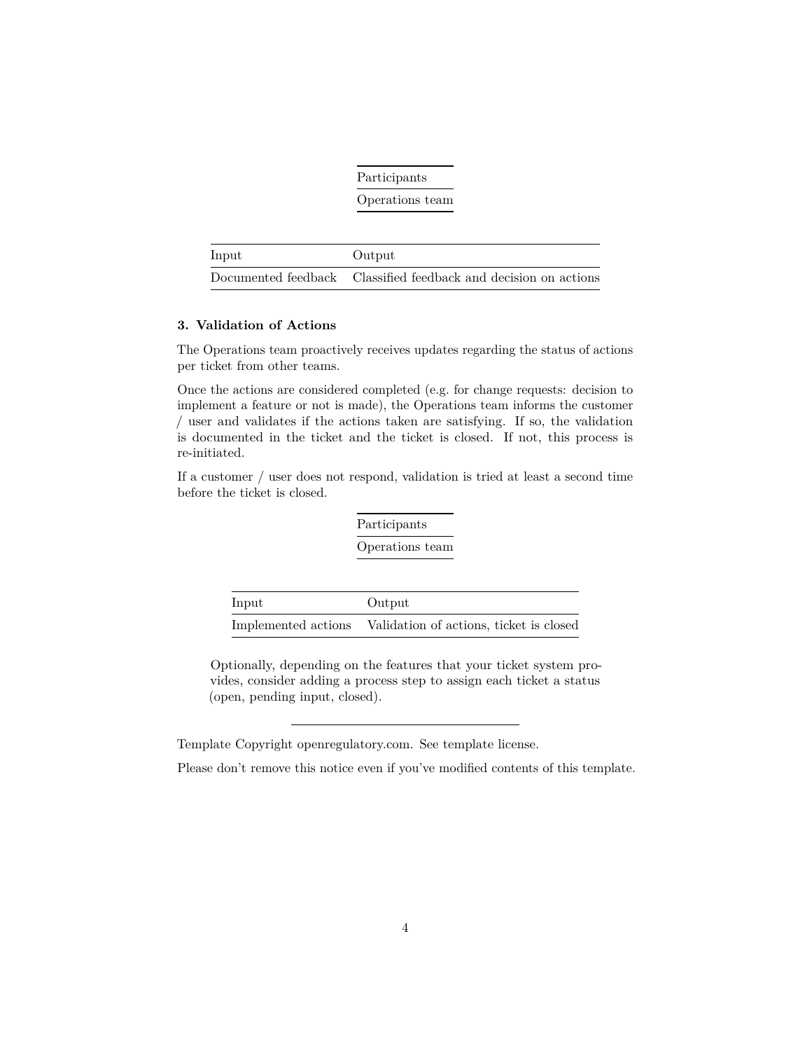| Participants |
| --- |
| Operations team |

| Input | Output |
| --- | --- |
| Documented feedback | Classified feedback and decision on actions |

**3. Validation of Actions**

The Operations team proactively receives updates regarding the status of actions per ticket from other teams.

Once the actions are considered completed (e.g. for change requests: decision to implement a feature or not is made), the Operations team informs the customer / user and validates if the actions taken are satisfying. If so, the validation is documented in the ticket and the ticket is closed. If not, this process is re-initiated.

If a customer / user does not respond, validation is tried at least a second time before the ticket is closed.

| Participants |
| --- |
| Operations team |

| Input | Output |
| --- | --- |
| Implemented actions | Validation of actions, ticket is closed |

> Optionally, depending on the features that your ticket system provides, consider adding a process step to assign each ticket a status (open, pending input, closed).

---

Template Copyright openregulatory.com. See template license.

Please don't remove this notice even if you've modified contents of this template.